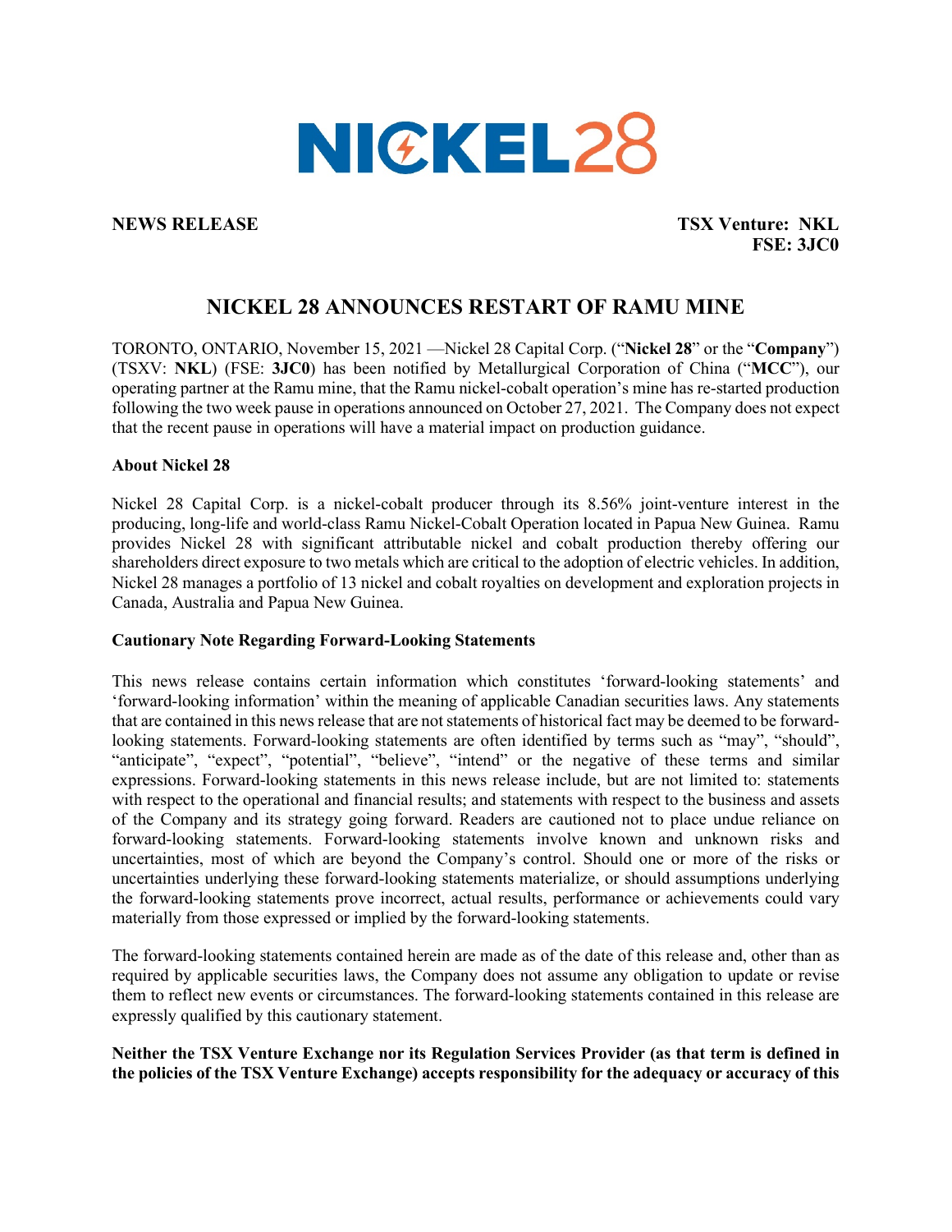# NICKEL28

**NEWS RELEASE** **TSX Venture: NKL**
**FSE: 3JC0**

## NICKEL 28 ANNOUNCES RESTART OF RAMU MINE

TORONTO, ONTARIO, November 15, 2021 —Nickel 28 Capital Corp. ("**Nickel 28**" or the "**Company**") (TSXV: **NKL**) (FSE: **3JC0**) has been notified by Metallurgical Corporation of China ("**MCC**"), our operating partner at the Ramu mine, that the Ramu nickel-cobalt operation's mine has re-started production following the two week pause in operations announced on October 27, 2021. The Company does not expect that the recent pause in operations will have a material impact on production guidance.

**About Nickel 28**

Nickel 28 Capital Corp. is a nickel-cobalt producer through its 8.56% joint-venture interest in the producing, long-life and world-class Ramu Nickel-Cobalt Operation located in Papua New Guinea. Ramu provides Nickel 28 with significant attributable nickel and cobalt production thereby offering our shareholders direct exposure to two metals which are critical to the adoption of electric vehicles. In addition, Nickel 28 manages a portfolio of 13 nickel and cobalt royalties on development and exploration projects in Canada, Australia and Papua New Guinea.

**Cautionary Note Regarding Forward-Looking Statements**

This news release contains certain information which constitutes 'forward-looking statements' and 'forward-looking information' within the meaning of applicable Canadian securities laws. Any statements that are contained in this news release that are not statements of historical fact may be deemed to be forward-looking statements. Forward-looking statements are often identified by terms such as "may", "should", "anticipate", "expect", "potential", "believe", "intend" or the negative of these terms and similar expressions. Forward-looking statements in this news release include, but are not limited to: statements with respect to the operational and financial results; and statements with respect to the business and assets of the Company and its strategy going forward. Readers are cautioned not to place undue reliance on forward-looking statements. Forward-looking statements involve known and unknown risks and uncertainties, most of which are beyond the Company's control. Should one or more of the risks or uncertainties underlying these forward-looking statements materialize, or should assumptions underlying the forward-looking statements prove incorrect, actual results, performance or achievements could vary materially from those expressed or implied by the forward-looking statements.

The forward-looking statements contained herein are made as of the date of this release and, other than as required by applicable securities laws, the Company does not assume any obligation to update or revise them to reflect new events or circumstances. The forward-looking statements contained in this release are expressly qualified by this cautionary statement.

**Neither the TSX Venture Exchange nor its Regulation Services Provider (as that term is defined in the policies of the TSX Venture Exchange) accepts responsibility for the adequacy or accuracy of this**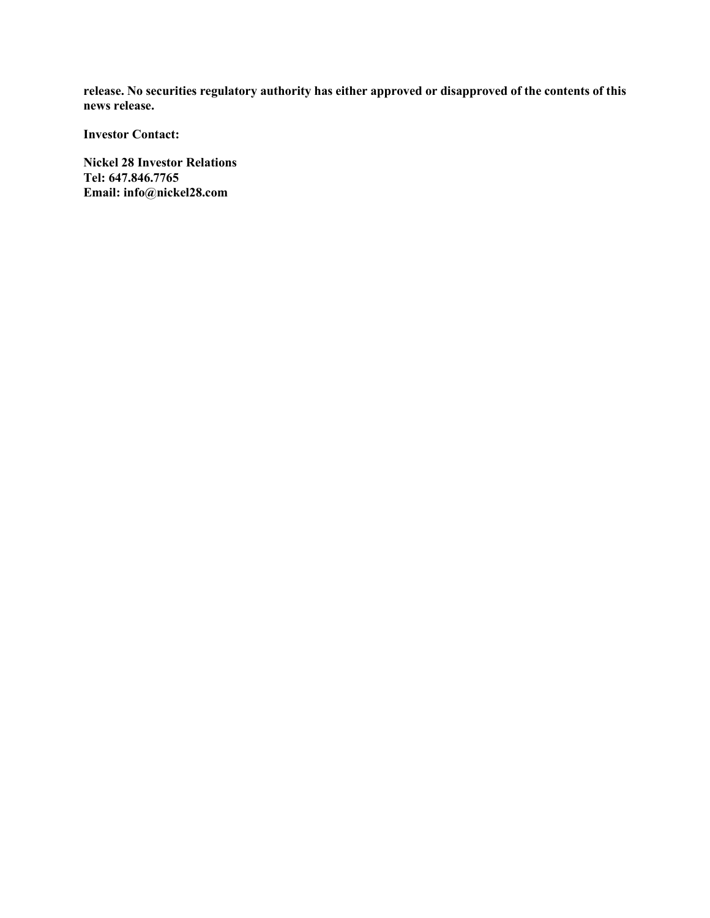**release. No securities regulatory authority has either approved or disapproved of the contents of this news release.**

**Investor Contact:**

**Nickel 28 Investor Relations**
**Tel: 647.846.7765**
**Email: info@nickel28.com**